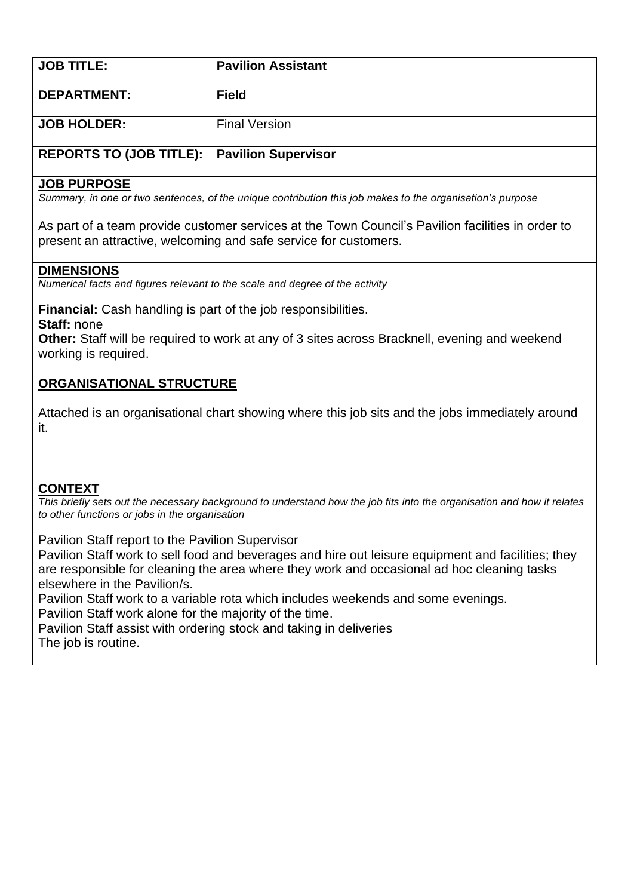| JOB TITLE: | **Pavilion Assistant** |
|---|---|
| **DEPARTMENT:** | **Field** |
| **JOB HOLDER:** | Final Version |
| **REPORTS TO (JOB TITLE):** | **Pavilion Supervisor** |

## JOB PURPOSE

*Summary, in one or two sentences, of the unique contribution this job makes to the organisation's purpose*

As part of a team provide customer services at the Town Council's Pavilion facilities in order to present an attractive, welcoming and safe service for customers.

## DIMENSIONS

*Numerical facts and figures relevant to the scale and degree of the activity*

**Financial:** Cash handling is part of the job responsibilities.
**Staff:** none
**Other:** Staff will be required to work at any of 3 sites across Bracknell, evening and weekend working is required.

## ORGANISATIONAL STRUCTURE

Attached is an organisational chart showing where this job sits and the jobs immediately around it.

## CONTEXT

*This briefly sets out the necessary background to understand how the job fits into the organisation and how it relates to other functions or jobs in the organisation*

Pavilion Staff report to the Pavilion Supervisor
Pavilion Staff work to sell food and beverages and hire out leisure equipment and facilities; they are responsible for cleaning the area where they work and occasional ad hoc cleaning tasks elsewhere in the Pavilion/s.
Pavilion Staff work to a variable rota which includes weekends and some evenings.
Pavilion Staff work alone for the majority of the time.
Pavilion Staff assist with ordering stock and taking in deliveries
The job is routine.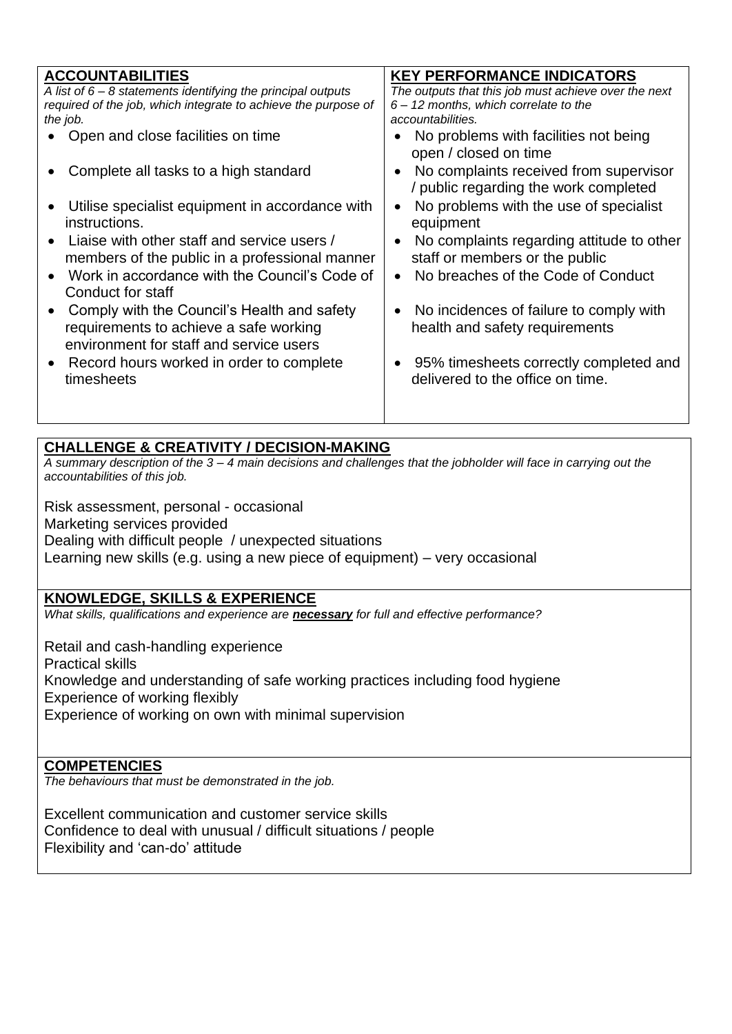| **ACCOUNTABILITIES**<br>*A list of 6 – 8 statements identifying the principal outputs required of the job, which integrate to achieve the purpose of the job.* | **KEY PERFORMANCE INDICATORS**<br>*The outputs that this job must achieve over the next 6 – 12 months, which correlate to the accountabilities.* |
|---|---|
| • Open and close facilities on time | • No problems with facilities not being open / closed on time |
| • Complete all tasks to a high standard | • No complaints received from supervisor / public regarding the work completed |
| • Utilise specialist equipment in accordance with instructions. | • No problems with the use of specialist equipment |
| • Liaise with other staff and service users / members of the public in a professional manner | • No complaints regarding attitude to other staff or members or the public |
| • Work in accordance with the Council's Code of Conduct for staff | • No breaches of the Code of Conduct |
| • Comply with the Council's Health and safety requirements to achieve a safe working environment for staff and service users | • No incidences of failure to comply with health and safety requirements |
| • Record hours worked in order to complete timesheets | • 95% timesheets correctly completed and delivered to the office on time. |

## CHALLENGE & CREATIVITY / DECISION-MAKING

*A summary description of the 3 – 4 main decisions and challenges that the jobholder will face in carrying out the accountabilities of this job.*

Risk assessment, personal - occasional
Marketing services provided
Dealing with difficult people / unexpected situations
Learning new skills (e.g. using a new piece of equipment) – very occasional

## KNOWLEDGE, SKILLS & EXPERIENCE

*What skills, qualifications and experience are **necessary** for full and effective performance?*

Retail and cash-handling experience
Practical skills
Knowledge and understanding of safe working practices including food hygiene
Experience of working flexibly
Experience of working on own with minimal supervision

## COMPETENCIES

*The behaviours that must be demonstrated in the job.*

Excellent communication and customer service skills
Confidence to deal with unusual / difficult situations / people
Flexibility and 'can-do' attitude